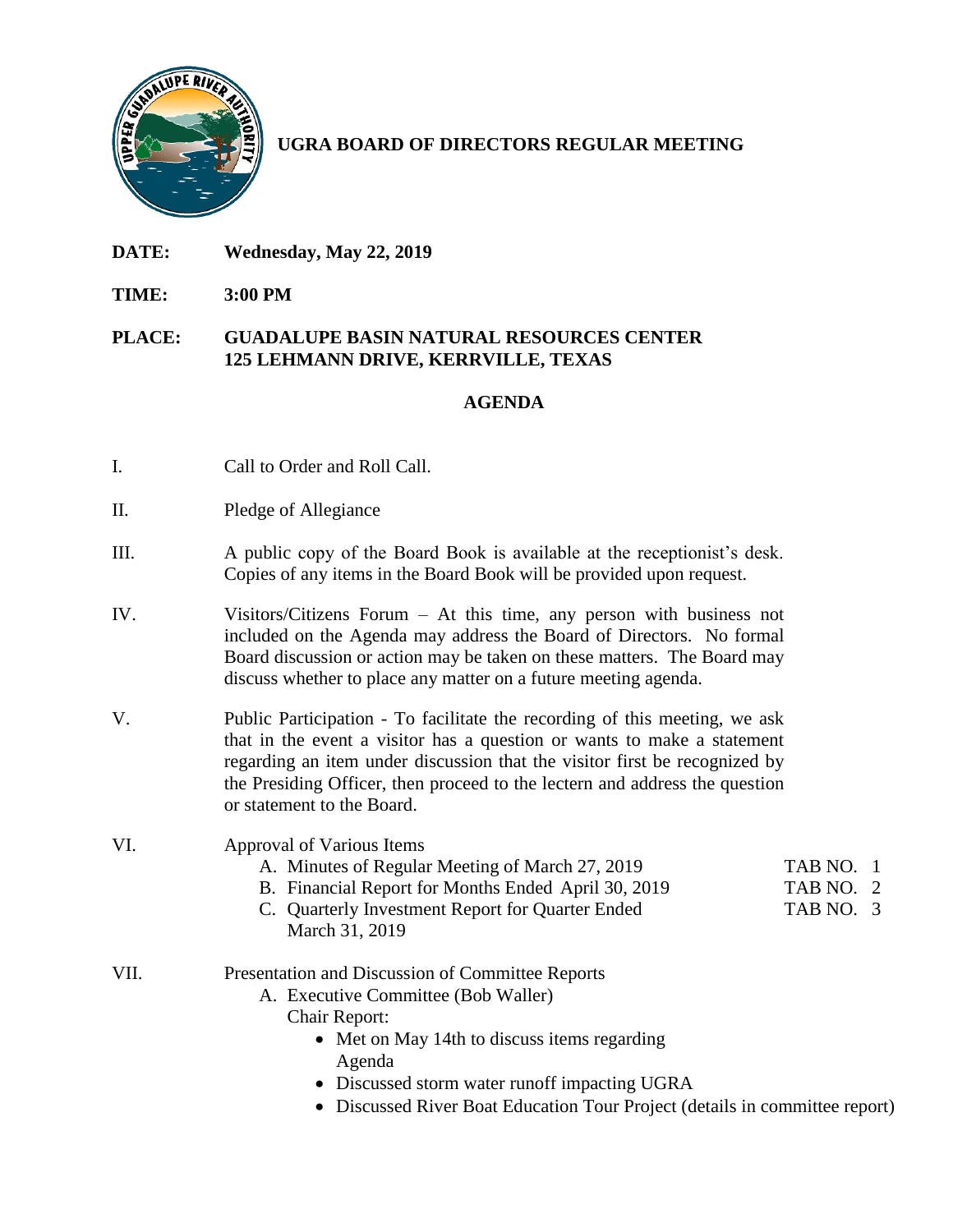# UGRA BOARD OF DIRECTORS REGULAR MEETING

**DATE:** **Wednesday, May 22, 2019**

**TIME:** **3:00 PM**

**PLACE:** **GUADALUPE BASIN NATURAL RESOURCES CENTER**
**125 LEHMANN DRIVE, KERRVILLE, TEXAS**

## AGENDA

I. Call to Order and Roll Call.

II. Pledge of Allegiance

III. A public copy of the Board Book is available at the receptionist's desk. Copies of any items in the Board Book will be provided upon request.

IV. Visitors/Citizens Forum – At this time, any person with business not included on the Agenda may address the Board of Directors. No formal Board discussion or action may be taken on these matters. The Board may discuss whether to place any matter on a future meeting agenda.

V. Public Participation - To facilitate the recording of this meeting, we ask that in the event a visitor has a question or wants to make a statement regarding an item under discussion that the visitor first be recognized by the Presiding Officer, then proceed to the lectern and address the question or statement to the Board.

VI. Approval of Various Items
  - A. Minutes of Regular Meeting of March 27, 2019 — TAB NO. 1
  - B. Financial Report for Months Ended April 30, 2019 — TAB NO. 2
  - C. Quarterly Investment Report for Quarter Ended March 31, 2019 — TAB NO. 3

VII. Presentation and Discussion of Committee Reports
  - A. Executive Committee (Bob Waller)
    Chair Report:
    - Met on May 14th to discuss items regarding Agenda
    - Discussed storm water runoff impacting UGRA
    - Discussed River Boat Education Tour Project (details in committee report)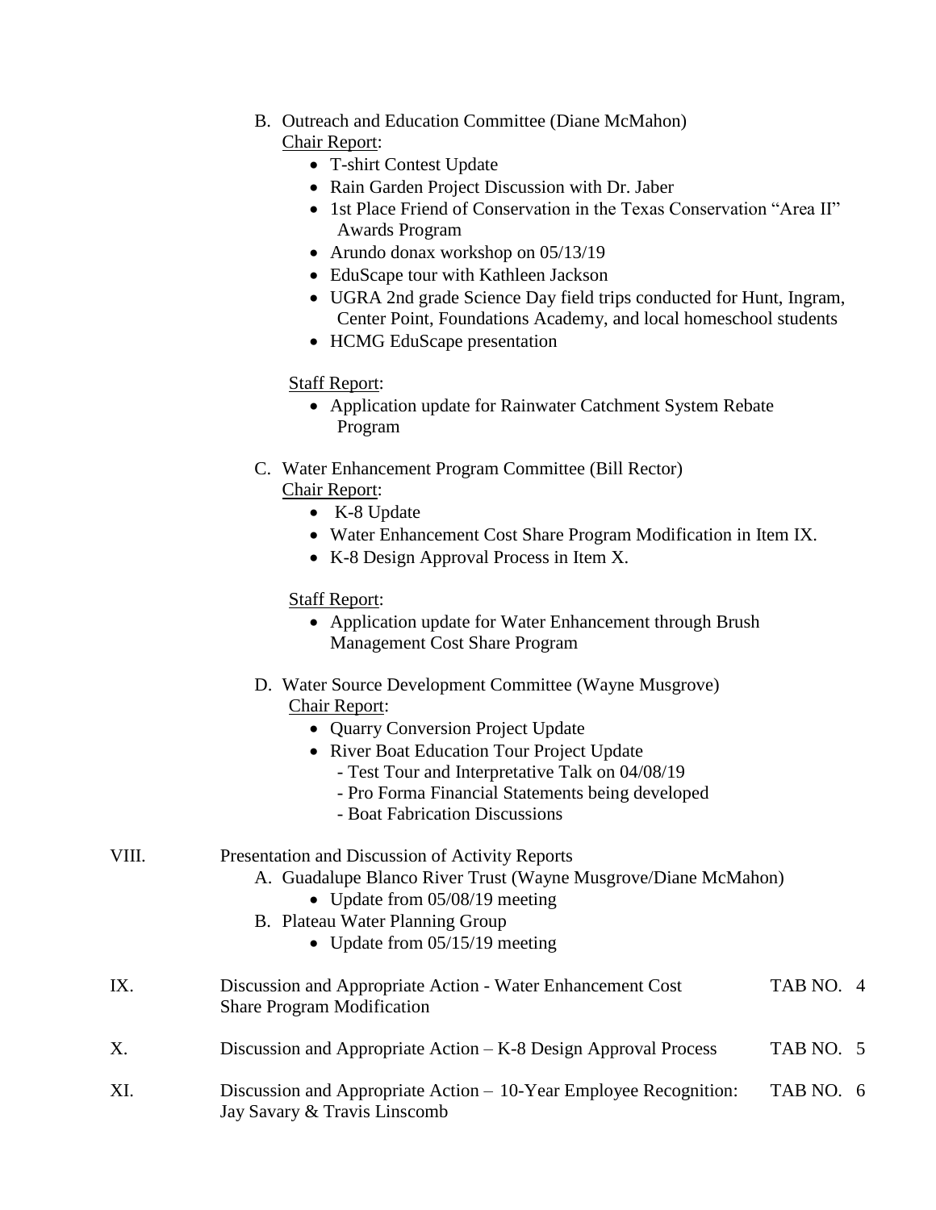B. Outreach and Education Committee (Diane McMahon)

Chair Report:

- T-shirt Contest Update
- Rain Garden Project Discussion with Dr. Jaber
- 1st Place Friend of Conservation in the Texas Conservation "Area II" Awards Program
- Arundo donax workshop on 05/13/19
- EduScape tour with Kathleen Jackson
- UGRA 2nd grade Science Day field trips conducted for Hunt, Ingram, Center Point, Foundations Academy, and local homeschool students
- HCMG EduScape presentation

Staff Report:

- Application update for Rainwater Catchment System Rebate Program

C. Water Enhancement Program Committee (Bill Rector)

Chair Report:

- K-8 Update
- Water Enhancement Cost Share Program Modification in Item IX.
- K-8 Design Approval Process in Item X.

Staff Report:

- Application update for Water Enhancement through Brush Management Cost Share Program

D. Water Source Development Committee (Wayne Musgrove)

Chair Report:

- Quarry Conversion Project Update
- River Boat Education Tour Project Update
  - Test Tour and Interpretative Talk on 04/08/19
  - Pro Forma Financial Statements being developed
  - Boat Fabrication Discussions

VIII. Presentation and Discussion of Activity Reports

A. Guadalupe Blanco River Trust (Wayne Musgrove/Diane McMahon)

- Update from 05/08/19 meeting

B. Plateau Water Planning Group

- Update from 05/15/19 meeting

IX. Discussion and Appropriate Action - Water Enhancement Cost Share Program Modification — TAB NO. 4

X. Discussion and Appropriate Action – K-8 Design Approval Process — TAB NO. 5

XI. Discussion and Appropriate Action – 10-Year Employee Recognition: Jay Savary & Travis Linscomb — TAB NO. 6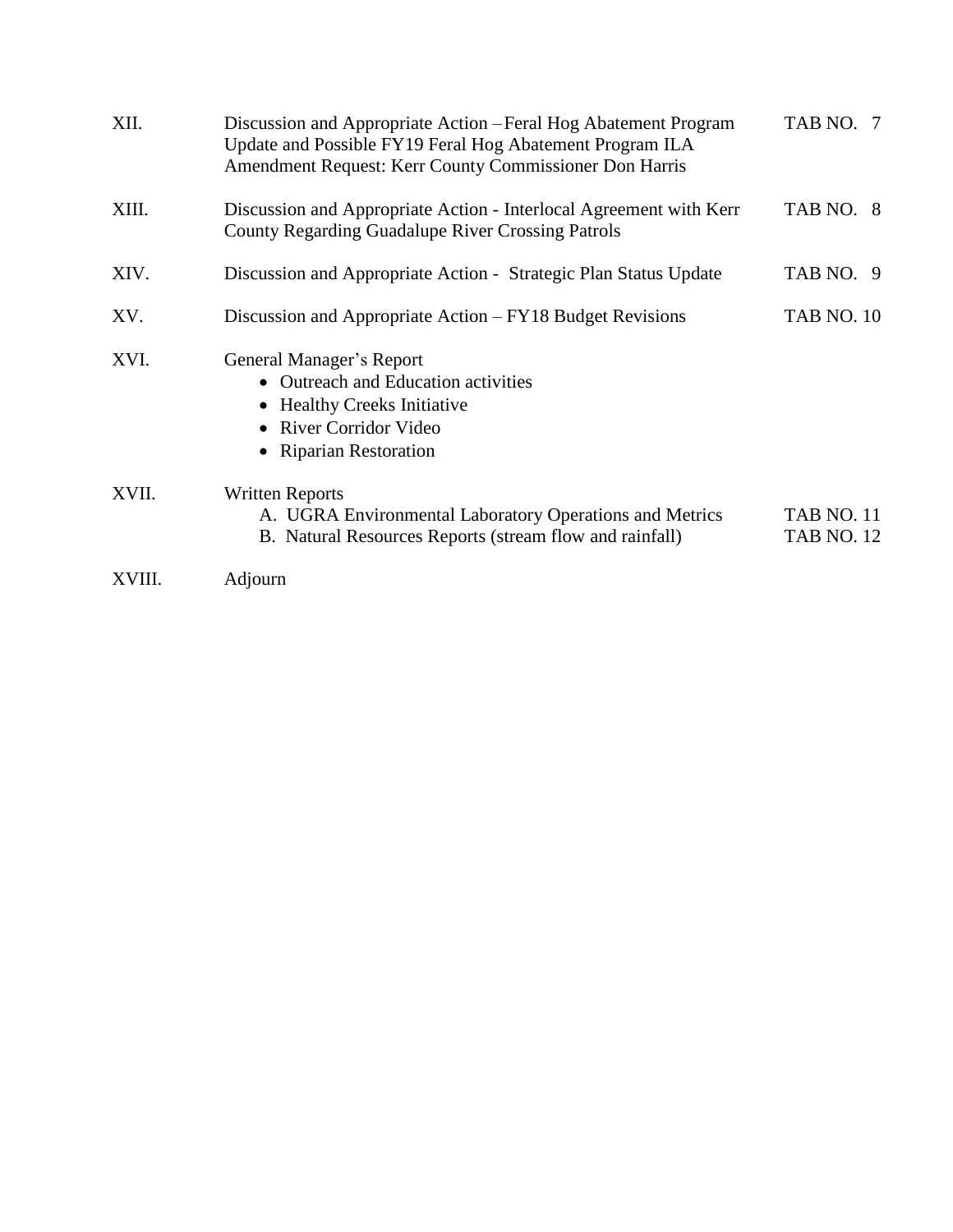| | | |
|---|---|---|
| XII. | Discussion and Appropriate Action – Feral Hog Abatement Program Update and Possible FY19 Feral Hog Abatement Program ILA Amendment Request: Kerr County Commissioner Don Harris | TAB NO. 7 |
| XIII. | Discussion and Appropriate Action - Interlocal Agreement with Kerr County Regarding Guadalupe River Crossing Patrols | TAB NO. 8 |
| XIV. | Discussion and Appropriate Action - Strategic Plan Status Update | TAB NO. 9 |
| XV. | Discussion and Appropriate Action – FY18 Budget Revisions | TAB NO. 10 |
| XVI. | General Manager's Report<br>• Outreach and Education activities<br>• Healthy Creeks Initiative<br>• River Corridor Video<br>• Riparian Restoration | |
| XVII. | Written Reports | |
| | A. UGRA Environmental Laboratory Operations and Metrics | TAB NO. 11 |
| | B. Natural Resources Reports (stream flow and rainfall) | TAB NO. 12 |
| XVIII. | Adjourn | |